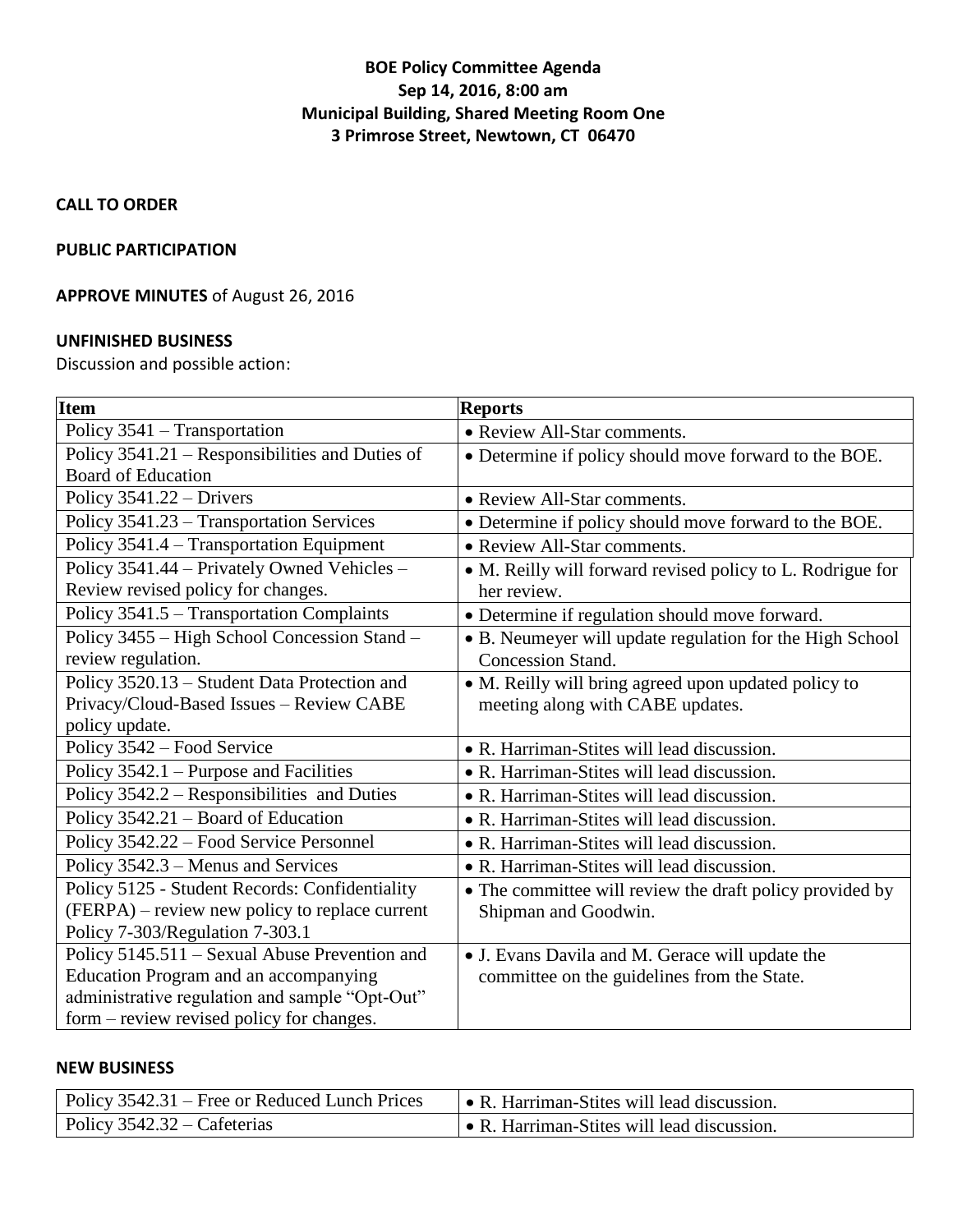# BOE Policy Committee Agenda
## Sep 14, 2016, 8:00 am
## Municipal Building, Shared Meeting Room One
## 3 Primrose Street, Newtown, CT 06470

**CALL TO ORDER**

**PUBLIC PARTICIPATION**

**APPROVE MINUTES** of August 26, 2016

**UNFINISHED BUSINESS**

Discussion and possible action:

| Item | Reports |
|---|---|
| Policy 3541 – Transportation | • Review All-Star comments. |
| Policy 3541.21 – Responsibilities and Duties of Board of Education | • Determine if policy should move forward to the BOE. |
| Policy 3541.22 – Drivers | • Review All-Star comments. |
| Policy 3541.23 – Transportation Services | • Determine if policy should move forward to the BOE. |
| Policy 3541.4 – Transportation Equipment | • Review All-Star comments. |
| Policy 3541.44 – Privately Owned Vehicles – Review revised policy for changes. | • M. Reilly will forward revised policy to L. Rodrigue for her review. |
| Policy 3541.5 – Transportation Complaints | • Determine if regulation should move forward. |
| Policy 3455 – High School Concession Stand – review regulation. | • B. Neumeyer will update regulation for the High School Concession Stand. |
| Policy 3520.13 – Student Data Protection and Privacy/Cloud-Based Issues – Review CABE policy update. | • M. Reilly will bring agreed upon updated policy to meeting along with CABE updates. |
| Policy 3542 – Food Service | • R. Harriman-Stites will lead discussion. |
| Policy 3542.1 – Purpose and Facilities | • R. Harriman-Stites will lead discussion. |
| Policy 3542.2 – Responsibilities and Duties | • R. Harriman-Stites will lead discussion. |
| Policy 3542.21 – Board of Education | • R. Harriman-Stites will lead discussion. |
| Policy 3542.22 – Food Service Personnel | • R. Harriman-Stites will lead discussion. |
| Policy 3542.3 – Menus and Services | • R. Harriman-Stites will lead discussion. |
| Policy 5125 - Student Records: Confidentiality (FERPA) – review new policy to replace current Policy 7-303/Regulation 7-303.1 | • The committee will review the draft policy provided by Shipman and Goodwin. |
| Policy 5145.511 – Sexual Abuse Prevention and Education Program and an accompanying administrative regulation and sample "Opt-Out" form – review revised policy for changes. | • J. Evans Davila and M. Gerace will update the committee on the guidelines from the State. |

**NEW BUSINESS**

| Item | Reports |
|---|---|
| Policy 3542.31 – Free or Reduced Lunch Prices | • R. Harriman-Stites will lead discussion. |
| Policy 3542.32 – Cafeterias | • R. Harriman-Stites will lead discussion. |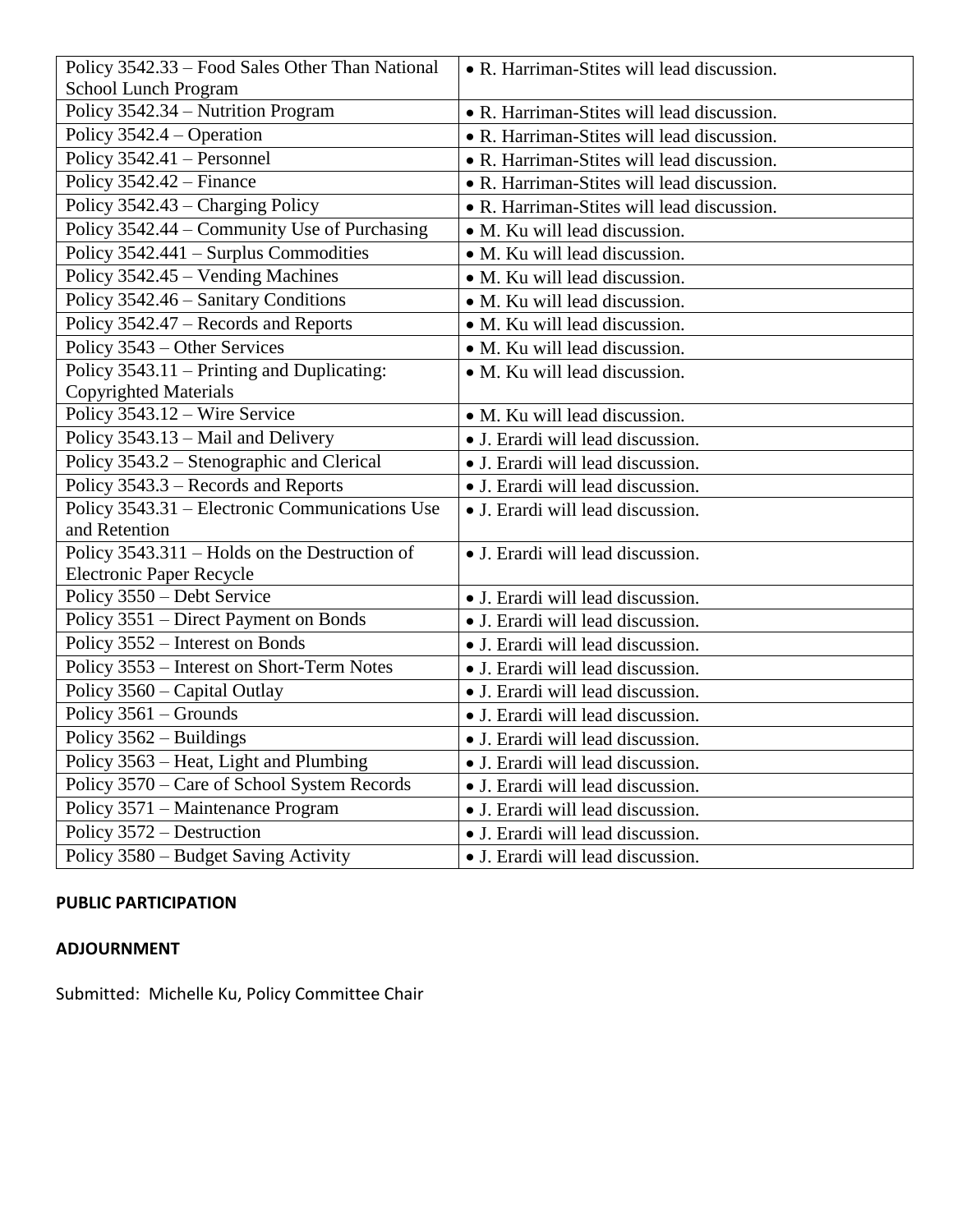| | |
|---|---|
| Policy 3542.33 – Food Sales Other Than National School Lunch Program | • R. Harriman-Stites will lead discussion. |
| Policy 3542.34 – Nutrition Program | • R. Harriman-Stites will lead discussion. |
| Policy 3542.4 – Operation | • R. Harriman-Stites will lead discussion. |
| Policy 3542.41 – Personnel | • R. Harriman-Stites will lead discussion. |
| Policy 3542.42 – Finance | • R. Harriman-Stites will lead discussion. |
| Policy 3542.43 – Charging Policy | • R. Harriman-Stites will lead discussion. |
| Policy 3542.44 – Community Use of Purchasing | • M. Ku will lead discussion. |
| Policy 3542.441 – Surplus Commodities | • M. Ku will lead discussion. |
| Policy 3542.45 – Vending Machines | • M. Ku will lead discussion. |
| Policy 3542.46 – Sanitary Conditions | • M. Ku will lead discussion. |
| Policy 3542.47 – Records and Reports | • M. Ku will lead discussion. |
| Policy 3543 – Other Services | • M. Ku will lead discussion. |
| Policy 3543.11 – Printing and Duplicating: Copyrighted Materials | • M. Ku will lead discussion. |
| Policy 3543.12 – Wire Service | • M. Ku will lead discussion. |
| Policy 3543.13 – Mail and Delivery | • J. Erardi will lead discussion. |
| Policy 3543.2 – Stenographic and Clerical | • J. Erardi will lead discussion. |
| Policy 3543.3 – Records and Reports | • J. Erardi will lead discussion. |
| Policy 3543.31 – Electronic Communications Use and Retention | • J. Erardi will lead discussion. |
| Policy 3543.311 – Holds on the Destruction of Electronic Paper Recycle | • J. Erardi will lead discussion. |
| Policy 3550 – Debt Service | • J. Erardi will lead discussion. |
| Policy 3551 – Direct Payment on Bonds | • J. Erardi will lead discussion. |
| Policy 3552 – Interest on Bonds | • J. Erardi will lead discussion. |
| Policy 3553 – Interest on Short-Term Notes | • J. Erardi will lead discussion. |
| Policy 3560 – Capital Outlay | • J. Erardi will lead discussion. |
| Policy 3561 – Grounds | • J. Erardi will lead discussion. |
| Policy 3562 – Buildings | • J. Erardi will lead discussion. |
| Policy 3563 – Heat, Light and Plumbing | • J. Erardi will lead discussion. |
| Policy 3570 – Care of School System Records | • J. Erardi will lead discussion. |
| Policy 3571 – Maintenance Program | • J. Erardi will lead discussion. |
| Policy 3572 – Destruction | • J. Erardi will lead discussion. |
| Policy 3580 – Budget Saving Activity | • J. Erardi will lead discussion. |

**PUBLIC PARTICIPATION**

**ADJOURNMENT**

Submitted: Michelle Ku, Policy Committee Chair